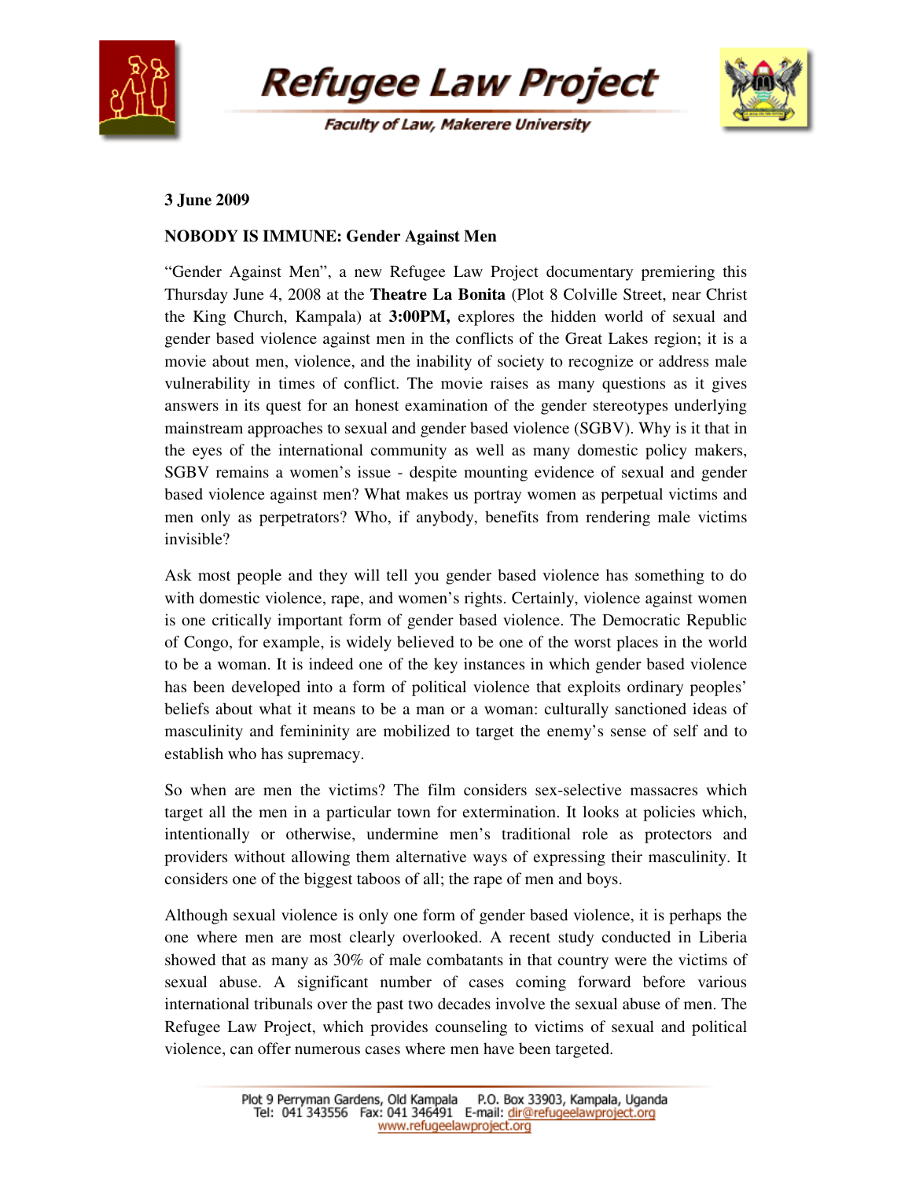# Refugee Law Project

Faculty of Law, Makerere University

**3 June 2009**

**NOBODY IS IMMUNE: Gender Against Men**

"Gender Against Men", a new Refugee Law Project documentary premiering this Thursday June 4, 2008 at the **Theatre La Bonita** (Plot 8 Colville Street, near Christ the King Church, Kampala) at **3:00PM,** explores the hidden world of sexual and gender based violence against men in the conflicts of the Great Lakes region; it is a movie about men, violence, and the inability of society to recognize or address male vulnerability in times of conflict. The movie raises as many questions as it gives answers in its quest for an honest examination of the gender stereotypes underlying mainstream approaches to sexual and gender based violence (SGBV). Why is it that in the eyes of the international community as well as many domestic policy makers, SGBV remains a women's issue - despite mounting evidence of sexual and gender based violence against men? What makes us portray women as perpetual victims and men only as perpetrators? Who, if anybody, benefits from rendering male victims invisible?

Ask most people and they will tell you gender based violence has something to do with domestic violence, rape, and women's rights. Certainly, violence against women is one critically important form of gender based violence. The Democratic Republic of Congo, for example, is widely believed to be one of the worst places in the world to be a woman. It is indeed one of the key instances in which gender based violence has been developed into a form of political violence that exploits ordinary peoples' beliefs about what it means to be a man or a woman: culturally sanctioned ideas of masculinity and femininity are mobilized to target the enemy's sense of self and to establish who has supremacy.

So when are men the victims? The film considers sex-selective massacres which target all the men in a particular town for extermination. It looks at policies which, intentionally or otherwise, undermine men's traditional role as protectors and providers without allowing them alternative ways of expressing their masculinity. It considers one of the biggest taboos of all; the rape of men and boys.

Although sexual violence is only one form of gender based violence, it is perhaps the one where men are most clearly overlooked. A recent study conducted in Liberia showed that as many as 30% of male combatants in that country were the victims of sexual abuse. A significant number of cases coming forward before various international tribunals over the past two decades involve the sexual abuse of men. The Refugee Law Project, which provides counseling to victims of sexual and political violence, can offer numerous cases where men have been targeted.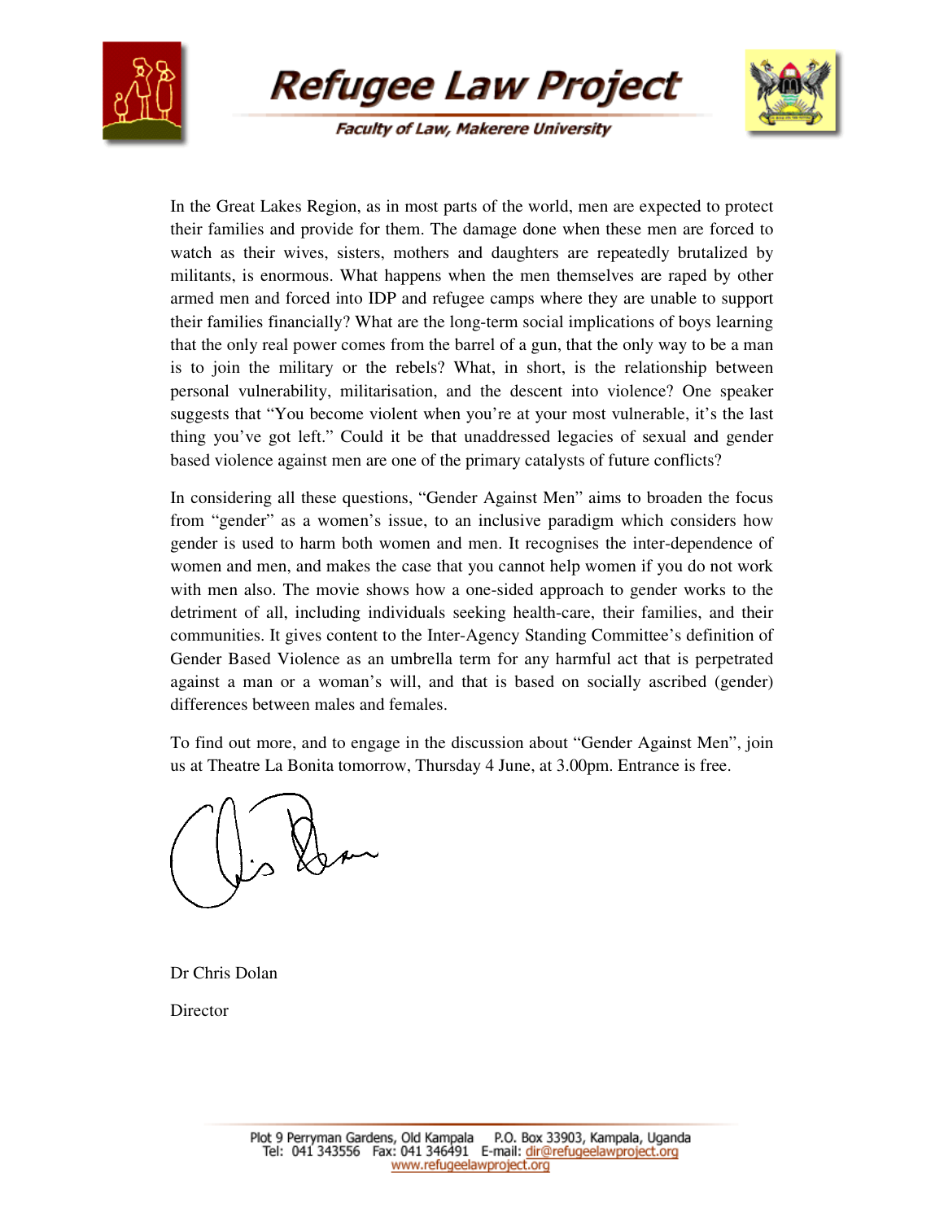In the Great Lakes Region, as in most parts of the world, men are expected to protect their families and provide for them. The damage done when these men are forced to watch as their wives, sisters, mothers and daughters are repeatedly brutalized by militants, is enormous. What happens when the men themselves are raped by other armed men and forced into IDP and refugee camps where they are unable to support their families financially? What are the long-term social implications of boys learning that the only real power comes from the barrel of a gun, that the only way to be a man is to join the military or the rebels? What, in short, is the relationship between personal vulnerability, militarisation, and the descent into violence? One speaker suggests that "You become violent when you're at your most vulnerable, it's the last thing you've got left." Could it be that unaddressed legacies of sexual and gender based violence against men are one of the primary catalysts of future conflicts?

In considering all these questions, "Gender Against Men" aims to broaden the focus from "gender" as a women's issue, to an inclusive paradigm which considers how gender is used to harm both women and men. It recognises the inter-dependence of women and men, and makes the case that you cannot help women if you do not work with men also. The movie shows how a one-sided approach to gender works to the detriment of all, including individuals seeking health-care, their families, and their communities. It gives content to the Inter-Agency Standing Committee's definition of Gender Based Violence as an umbrella term for any harmful act that is perpetrated against a man or a woman's will, and that is based on socially ascribed (gender) differences between males and females.

To find out more, and to engage in the discussion about "Gender Against Men", join us at Theatre La Bonita tomorrow, Thursday 4 June, at 3.00pm. Entrance is free.

Dr Chris Dolan

Director